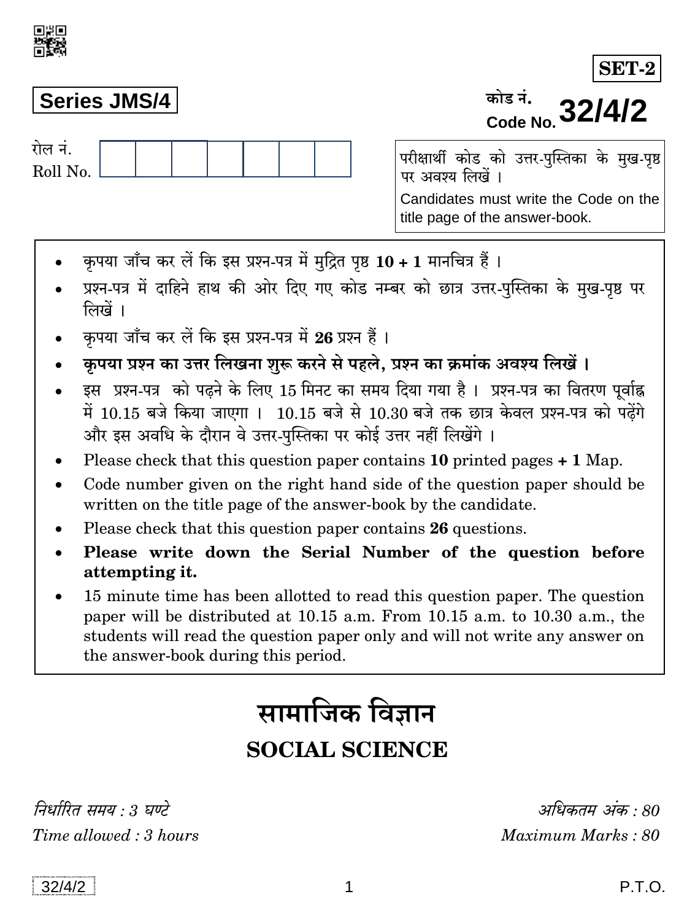**SET-2**

**Series JMS/4**

कोड नं.
Code No. **32/4/2**

रोल नं.
Roll No.

| | | | | | | |
|---|---|---|---|---|---|---|
| | | | | | | |

परीक्षार्थी कोड को उत्तर-पुस्तिका के मुख-पृष्ठ पर अवश्य लिखें ।

Candidates must write the Code on the title page of the answer-book.

- कृपया जाँच कर लें कि इस प्रश्न-पत्र में मुद्रित पृष्ठ **10 + 1** मानचित्र हैं ।
- प्रश्न-पत्र में दाहिने हाथ की ओर दिए गए कोड नम्बर को छात्र उत्तर-पुस्तिका के मुख-पृष्ठ पर लिखें ।
- कृपया जाँच कर लें कि इस प्रश्न-पत्र में **26** प्रश्न हैं ।
- **कृपया प्रश्न का उत्तर लिखना शुरू करने से पहले, प्रश्न का क्रमांक अवश्य लिखें ।**
- इस प्रश्न-पत्र को पढ़ने के लिए 15 मिनट का समय दिया गया है । प्रश्न-पत्र का वितरण पूर्वाह्न में 10.15 बजे किया जाएगा । 10.15 बजे से 10.30 बजे तक छात्र केवल प्रश्न-पत्र को पढ़ेंगे और इस अवधि के दौरान वे उत्तर-पुस्तिका पर कोई उत्तर नहीं लिखेंगे ।
- Please check that this question paper contains **10** printed pages **+ 1** Map.
- Code number given on the right hand side of the question paper should be written on the title page of the answer-book by the candidate.
- Please check that this question paper contains **26** questions.
- **Please write down the Serial Number of the question before attempting it.**
- 15 minute time has been allotted to read this question paper. The question paper will be distributed at 10.15 a.m. From 10.15 a.m. to 10.30 a.m., the students will read the question paper only and will not write any answer on the answer-book during this period.

# सामाजिक विज्ञान

# SOCIAL SCIENCE

*निर्धारित समय : 3 घण्टे*
*Time allowed : 3 hours*

*अधिकतम अंक : 80*
*Maximum Marks : 80*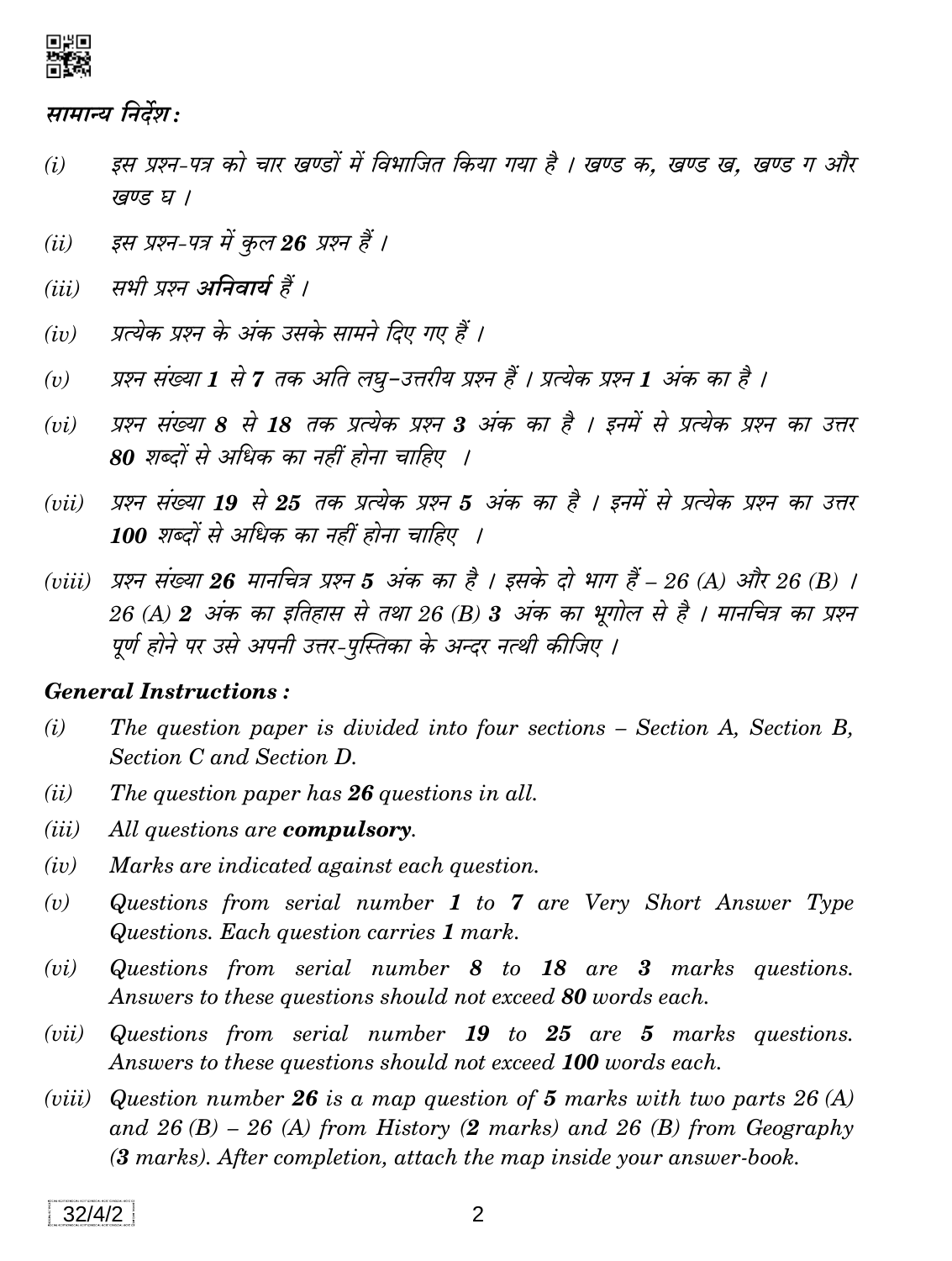*सामान्य निर्देश :*

*(i)* *इस प्रश्न-पत्र को चार खण्डों में विभाजित किया गया है । खण्ड क, खण्ड ख, खण्ड ग और खण्ड घ ।*

*(ii)* *इस प्रश्न-पत्र में कुल **26** प्रश्न हैं ।*

*(iii)* *सभी प्रश्न **अनिवार्य** हैं ।*

*(iv)* *प्रत्येक प्रश्न के अंक उसके सामने दिए गए हैं ।*

*(v)* *प्रश्न संख्या **1** से **7** तक अति लघु-उत्तरीय प्रश्न हैं । प्रत्येक प्रश्न **1** अंक का है ।*

*(vi)* *प्रश्न संख्या **8** से **18** तक प्रत्येक प्रश्न **3** अंक का है । इनमें से प्रत्येक प्रश्न का उत्तर **80** शब्दों से अधिक का नहीं होना चाहिए ।*

*(vii)* *प्रश्न संख्या **19** से **25** तक प्रत्येक प्रश्न **5** अंक का है । इनमें से प्रत्येक प्रश्न का उत्तर **100** शब्दों से अधिक का नहीं होना चाहिए ।*

*(viii)* *प्रश्न संख्या **26** मानचित्र प्रश्न **5** अंक का है । इसके दो भाग हैं – 26 (A) और 26 (B) । 26 (A) **2** अंक का इतिहास से तथा 26 (B) **3** अंक का भूगोल से है । मानचित्र का प्रश्न पूर्ण होने पर उसे अपनी उत्तर-पुस्तिका के अन्दर नत्थी कीजिए ।*

***General Instructions :***

*(i)* *The question paper is divided into four sections – Section A, Section B, Section C and Section D.*

*(ii)* *The question paper has **26** questions in all.*

*(iii)* *All questions are **compulsory**.*

*(iv)* *Marks are indicated against each question.*

*(v)* *Questions from serial number **1** to **7** are Very Short Answer Type Questions. Each question carries **1** mark.*

*(vi)* *Questions from serial number **8** to **18** are **3** marks questions. Answers to these questions should not exceed **80** words each.*

*(vii)* *Questions from serial number **19** to **25** are **5** marks questions. Answers to these questions should not exceed **100** words each.*

*(viii)* *Question number **26** is a map question of **5** marks with two parts 26 (A) and 26 (B) – 26 (A) from History (**2** marks) and 26 (B) from Geography (**3** marks). After completion, attach the map inside your answer-book.*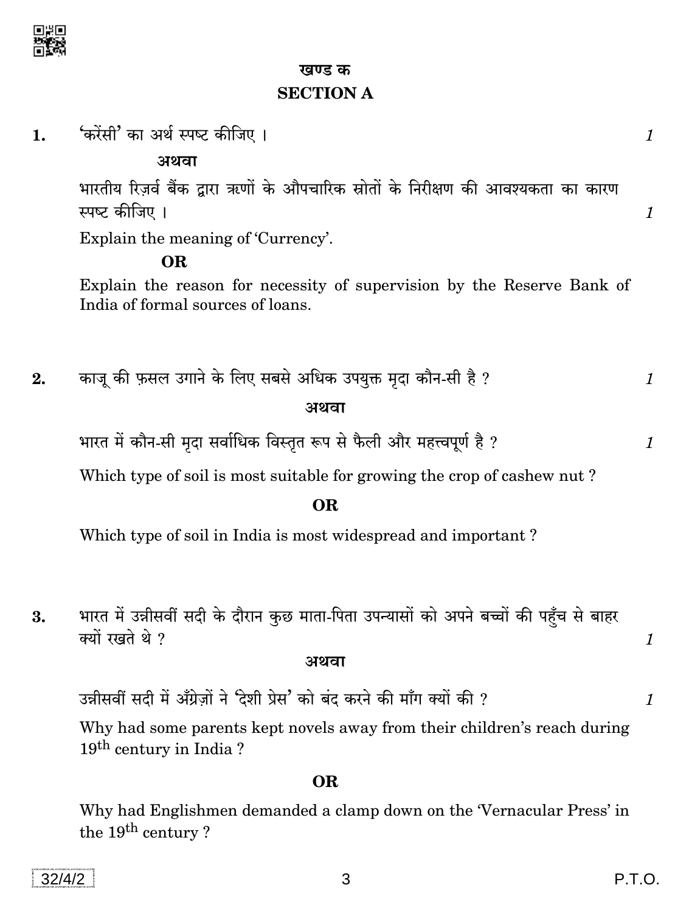## खण्ड क

## SECTION A

1. 'करेंसी' का अर्थ स्पष्ट कीजिए । *1*

**अथवा**

भारतीय रिज़र्व बैंक द्वारा ऋणों के औपचारिक स्रोतों के निरीक्षण की आवश्यकता का कारण स्पष्ट कीजिए । *1*

Explain the meaning of 'Currency'.

**OR**

Explain the reason for necessity of supervision by the Reserve Bank of India of formal sources of loans.

2. काजू की फ़सल उगाने के लिए सबसे अधिक उपयुक्त मृदा कौन-सी है ? *1*

**अथवा**

भारत में कौन-सी मृदा सर्वाधिक विस्तृत रूप से फैली और महत्त्वपूर्ण है ? *1*

Which type of soil is most suitable for growing the crop of cashew nut ?

**OR**

Which type of soil in India is most widespread and important ?

3. भारत में उन्नीसवीं सदी के दौरान कुछ माता-पिता उपन्यासों को अपने बच्चों की पहुँच से बाहर क्यों रखते थे ? *1*

**अथवा**

उन्नीसवीं सदी में अँग्रेज़ों ने 'देशी प्रेस' को बंद करने की माँग क्यों की ? *1*

Why had some parents kept novels away from their children's reach during 19th century in India ?

**OR**

Why had Englishmen demanded a clamp down on the 'Vernacular Press' in the 19th century ?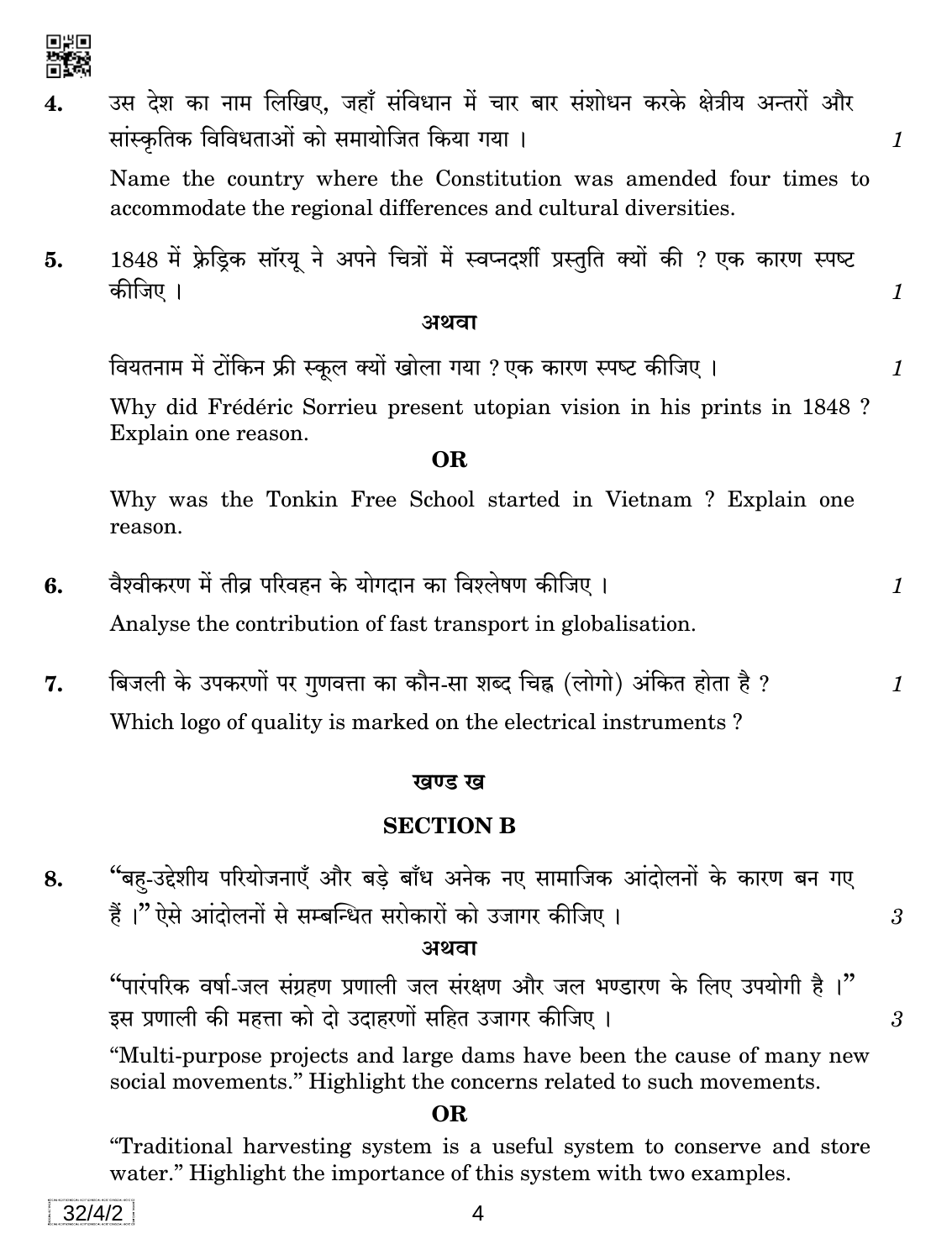4. उस देश का नाम लिखिए, जहाँ संविधान में चार बार संशोधन करके क्षेत्रीय अन्तरों और सांस्कृतिक विविधताओं को समायोजित किया गया । *1*

Name the country where the Constitution was amended four times to accommodate the regional differences and cultural diversities.

5. 1848 में फ्रेड्रिक सॉरयू ने अपने चित्रों में स्वप्नदर्शी प्रस्तुति क्यों की ? एक कारण स्पष्ट कीजिए । *1*

**अथवा**

वियतनाम में टोंकिन फ्री स्कूल क्यों खोला गया ? एक कारण स्पष्ट कीजिए । *1*

Why did Frédéric Sorrieu present utopian vision in his prints in 1848 ? Explain one reason.

**OR**

Why was the Tonkin Free School started in Vietnam ? Explain one reason.

6. वैश्वीकरण में तीव्र परिवहन के योगदान का विश्लेषण कीजिए । *1*

Analyse the contribution of fast transport in globalisation.

7. बिजली के उपकरणों पर गुणवत्ता का कौन-सा शब्द चिह्न (लोगो) अंकित होता है ? *1*

Which logo of quality is marked on the electrical instruments ?

## खण्ड ख

## SECTION B

8. "बहु-उद्देशीय परियोजनाएँ और बड़े बाँध अनेक नए सामाजिक आंदोलनों के कारण बन गए हैं ।" ऐसे आंदोलनों से सम्बन्धित सरोकारों को उजागर कीजिए । *3*

**अथवा**

"पारंपरिक वर्षा-जल संग्रहण प्रणाली जल संरक्षण और जल भण्डारण के लिए उपयोगी है ।" इस प्रणाली की महत्ता को दो उदाहरणों सहित उजागर कीजिए । *3*

"Multi-purpose projects and large dams have been the cause of many new social movements." Highlight the concerns related to such movements.

**OR**

"Traditional harvesting system is a useful system to conserve and store water." Highlight the importance of this system with two examples.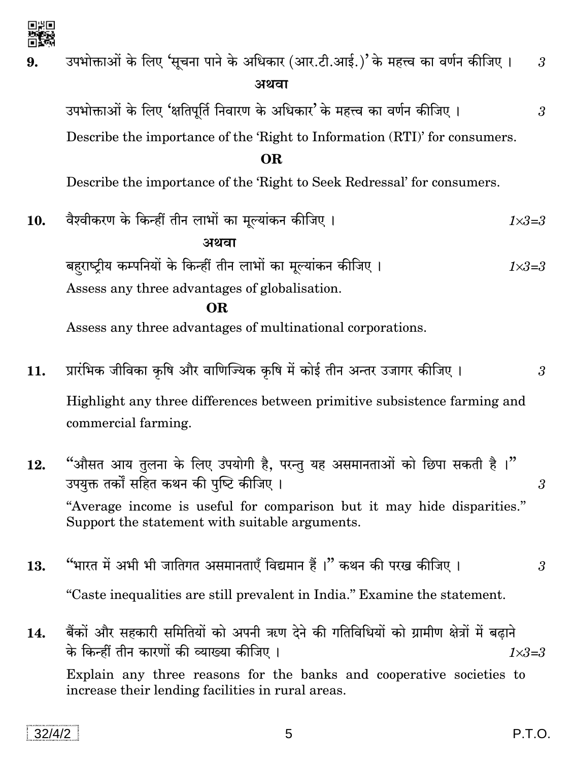**9.** उपभोक्ताओं के लिए 'सूचना पाने के अधिकार (आर.टी.आई.)' के महत्त्व का वर्णन कीजिए । *3*

**अथवा**

उपभोक्ताओं के लिए 'क्षतिपूर्ति निवारण के अधिकार' के महत्त्व का वर्णन कीजिए । *3*

Describe the importance of the 'Right to Information (RTI)' for consumers.

**OR**

Describe the importance of the 'Right to Seek Redressal' for consumers.

**10.** वैश्वीकरण के किन्हीं तीन लाभों का मूल्यांकन कीजिए । *1×3=3*

**अथवा**

बहुराष्ट्रीय कम्पनियों के किन्हीं तीन लाभों का मूल्यांकन कीजिए । *1×3=3*

Assess any three advantages of globalisation.

**OR**

Assess any three advantages of multinational corporations.

**11.** प्रारंभिक जीविका कृषि और वाणिज्यिक कृषि में कोई तीन अन्तर उजागर कीजिए । *3*

Highlight any three differences between primitive subsistence farming and commercial farming.

**12.** "औसत आय तुलना के लिए उपयोगी है, परन्तु यह असमानताओं को छिपा सकती है ।" उपयुक्त तर्कों सहित कथन की पुष्टि कीजिए । *3*

"Average income is useful for comparison but it may hide disparities." Support the statement with suitable arguments.

**13.** "भारत में अभी भी जातिगत असमानताएँ विद्यमान हैं ।" कथन की परख कीजिए । *3*

"Caste inequalities are still prevalent in India." Examine the statement.

**14.** बैंकों और सहकारी समितियों को अपनी ऋण देने की गतिविधियों को ग्रामीण क्षेत्रों में बढ़ाने के किन्हीं तीन कारणों की व्याख्या कीजिए । *1×3=3*

Explain any three reasons for the banks and cooperative societies to increase their lending facilities in rural areas.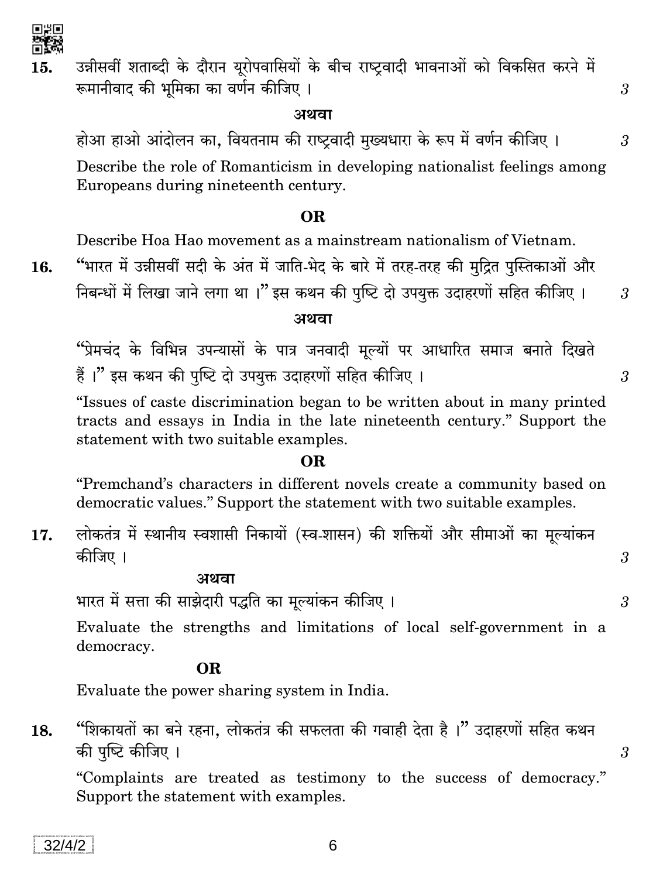15. उन्नीसवीं शताब्दी के दौरान यूरोपवासियों के बीच राष्ट्रवादी भावनाओं को विकसित करने में रूमानीवाद की भूमिका का वर्णन कीजिए । 3

**अथवा**

होआ हाओ आंदोलन का, वियतनाम की राष्ट्रवादी मुख्यधारा के रूप में वर्णन कीजिए । 3

Describe the role of Romanticism in developing nationalist feelings among Europeans during nineteenth century.

**OR**

Describe Hoa Hao movement as a mainstream nationalism of Vietnam.

16. "भारत में उन्नीसवीं सदी के अंत में जाति-भेद के बारे में तरह-तरह की मुद्रित पुस्तिकाओं और निबन्धों में लिखा जाने लगा था ।" इस कथन की पुष्टि दो उपयुक्त उदाहरणों सहित कीजिए । 3

**अथवा**

"प्रेमचंद के विभिन्न उपन्यासों के पात्र जनवादी मूल्यों पर आधारित समाज बनाते दिखते हैं ।" इस कथन की पुष्टि दो उपयुक्त उदाहरणों सहित कीजिए । 3

"Issues of caste discrimination began to be written about in many printed tracts and essays in India in the late nineteenth century." Support the statement with two suitable examples.

**OR**

"Premchand's characters in different novels create a community based on democratic values." Support the statement with two suitable examples.

17. लोकतंत्र में स्थानीय स्वशासी निकायों (स्व-शासन) की शक्तियों और सीमाओं का मूल्यांकन कीजिए । 3

**अथवा**

भारत में सत्ता की साझेदारी पद्धति का मूल्यांकन कीजिए । 3

Evaluate the strengths and limitations of local self-government in a democracy.

**OR**

Evaluate the power sharing system in India.

18. "शिकायतों का बने रहना, लोकतंत्र की सफलता की गवाही देता है ।" उदाहरणों सहित कथन की पुष्टि कीजिए । 3

"Complaints are treated as testimony to the success of democracy." Support the statement with examples.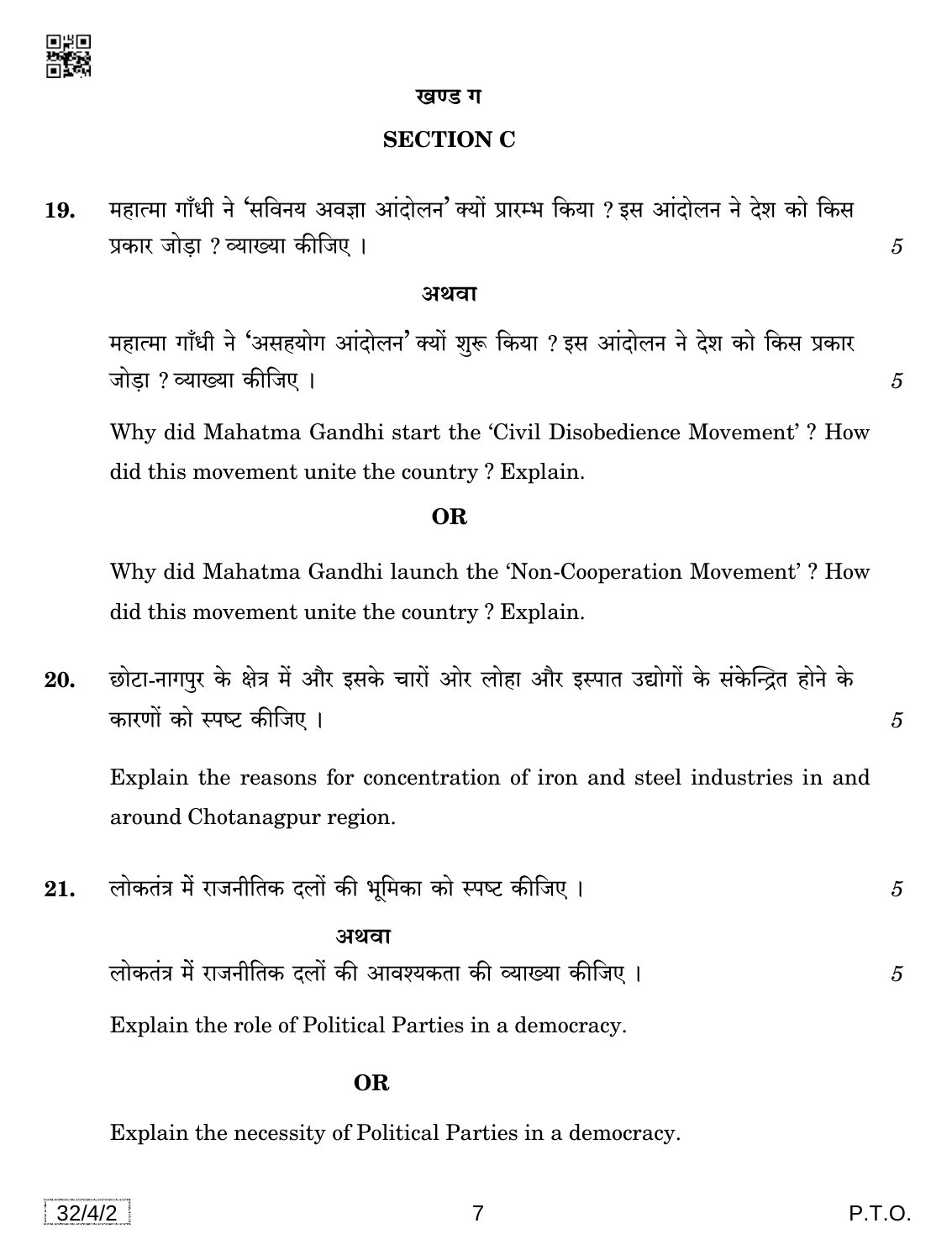## खण्ड ग

## SECTION C

**19.** महात्मा गाँधी ने 'सविनय अवज्ञा आंदोलन' क्यों प्रारम्भ किया ? इस आंदोलन ने देश को किस प्रकार जोड़ा ? व्याख्या कीजिए । 5

**अथवा**

महात्मा गाँधी ने 'असहयोग आंदोलन' क्यों शुरू किया ? इस आंदोलन ने देश को किस प्रकार जोड़ा ? व्याख्या कीजिए । 5

Why did Mahatma Gandhi start the 'Civil Disobedience Movement' ? How did this movement unite the country ? Explain.

**OR**

Why did Mahatma Gandhi launch the 'Non-Cooperation Movement' ? How did this movement unite the country ? Explain.

**20.** छोटा-नागपुर के क्षेत्र में और इसके चारों ओर लोहा और इस्पात उद्योगों के संकेन्द्रित होने के कारणों को स्पष्ट कीजिए । 5

Explain the reasons for concentration of iron and steel industries in and around Chotanagpur region.

**21.** लोकतंत्र में राजनीतिक दलों की भूमिका को स्पष्ट कीजिए । 5

**अथवा**

लोकतंत्र में राजनीतिक दलों की आवश्यकता की व्याख्या कीजिए । 5

Explain the role of Political Parties in a democracy.

**OR**

Explain the necessity of Political Parties in a democracy.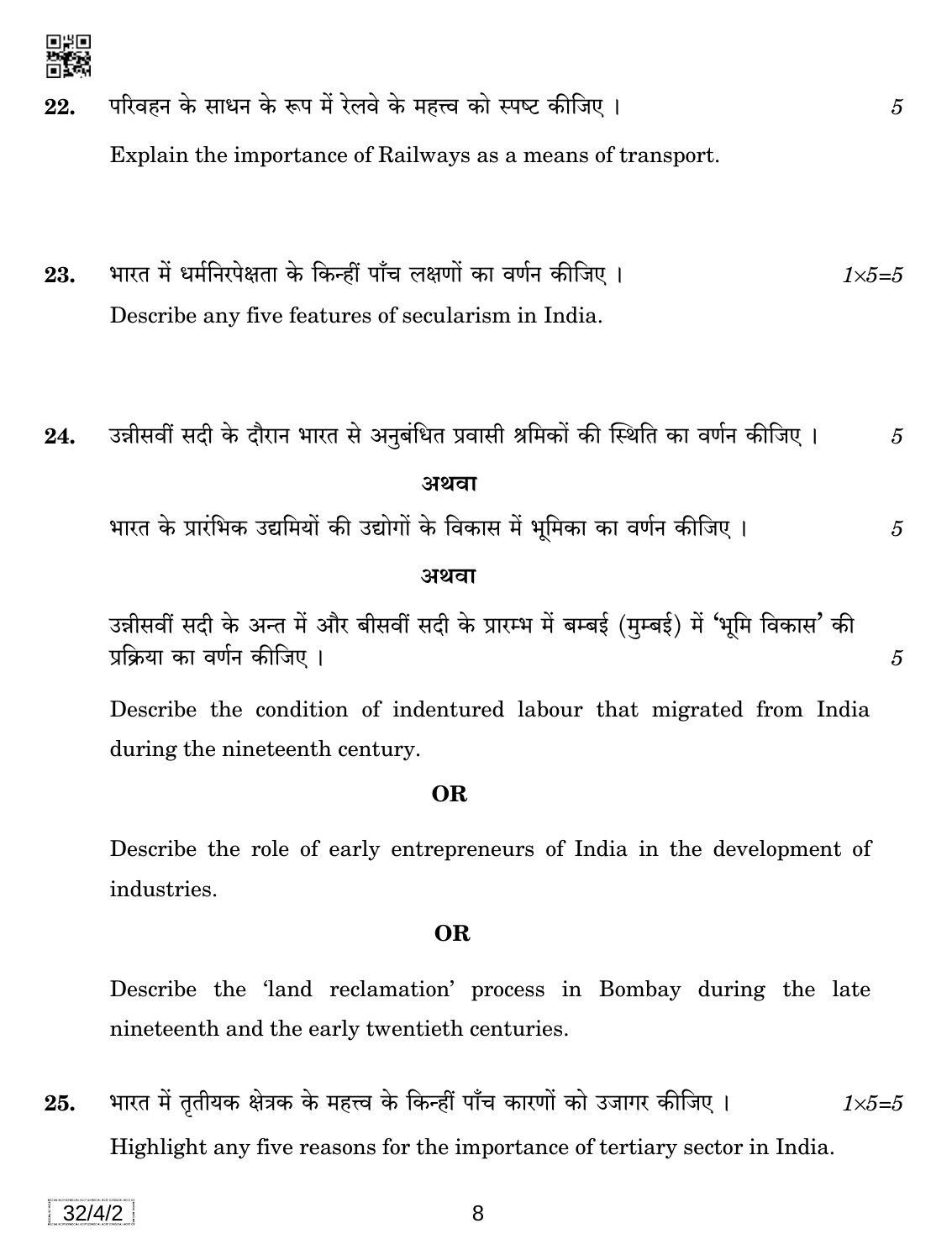**22.** परिवहन के साधन के रूप में रेलवे के महत्त्व को स्पष्ट कीजिए । 5

Explain the importance of Railways as a means of transport.

**23.** भारत में धर्मनिरपेक्षता के किन्हीं पाँच लक्षणों का वर्णन कीजिए । $1 \times 5 = 5$

Describe any five features of secularism in India.

**24.** उन्नीसवीं सदी के दौरान भारत से अनुबंधित प्रवासी श्रमिकों की स्थिति का वर्णन कीजिए । 5

**अथवा**

भारत के प्रारंभिक उद्यमियों की उद्योगों के विकास में भूमिका का वर्णन कीजिए । 5

**अथवा**

उन्नीसवीं सदी के अन्त में और बीसवीं सदी के प्रारम्भ में बम्बई (मुम्बई) में 'भूमि विकास' की प्रक्रिया का वर्णन कीजिए । 5

Describe the condition of indentured labour that migrated from India during the nineteenth century.

**OR**

Describe the role of early entrepreneurs of India in the development of industries.

**OR**

Describe the 'land reclamation' process in Bombay during the late nineteenth and the early twentieth centuries.

**25.** भारत में तृतीयक क्षेत्रक के महत्त्व के किन्हीं पाँच कारणों को उजागर कीजिए । $1 \times 5 = 5$

Highlight any five reasons for the importance of tertiary sector in India.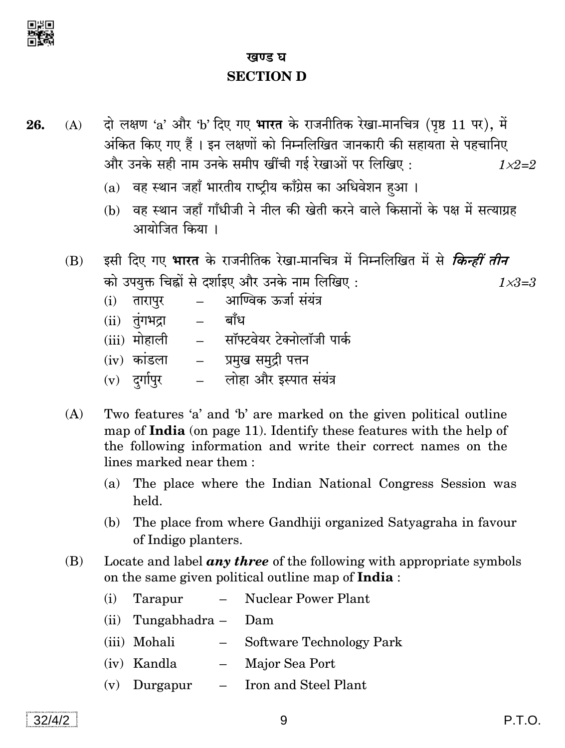## खण्ड घ
## SECTION D

**26.** (A) दो लक्षण 'a' और 'b' दिए गए **भारत** के राजनीतिक रेखा-मानचित्र (पृष्ठ 11 पर), में अंकित किए गए हैं । इन लक्षणों को निम्नलिखित जानकारी की सहायता से पहचानिए और उनके सही नाम उनके समीप खींची गई रेखाओं पर लिखिए : *1×2=2*

(a) वह स्थान जहाँ भारतीय राष्ट्रीय काँग्रेस का अधिवेशन हुआ ।

(b) वह स्थान जहाँ गाँधीजी ने नील की खेती करने वाले किसानों के पक्ष में सत्याग्रह आयोजित किया ।

(B) इसी दिए गए **भारत** के राजनीतिक रेखा-मानचित्र में निम्नलिखित में से ***किन्हीं तीन*** को उपयुक्त चिह्नों से दर्शाइए और उनके नाम लिखिए : *1×3=3*

(i) तारापुर – आण्विक ऊर्जा संयंत्र
(ii) तुंगभद्रा – बाँध
(iii) मोहाली – सॉफ्टवेयर टेक्नोलॉजी पार्क
(iv) कांडला – प्रमुख समुद्री पत्तन
(v) दुर्गापुर – लोहा और इस्पात संयंत्र

(A) Two features 'a' and 'b' are marked on the given political outline map of **India** (on page 11). Identify these features with the help of the following information and write their correct names on the lines marked near them :

(a) The place where the Indian National Congress Session was held.

(b) The place from where Gandhiji organized Satyagraha in favour of Indigo planters.

(B) Locate and label ***any three*** of the following with appropriate symbols on the same given political outline map of **India** :

(i) Tarapur – Nuclear Power Plant
(ii) Tungabhadra – Dam
(iii) Mohali – Software Technology Park
(iv) Kandla – Major Sea Port
(v) Durgapur – Iron and Steel Plant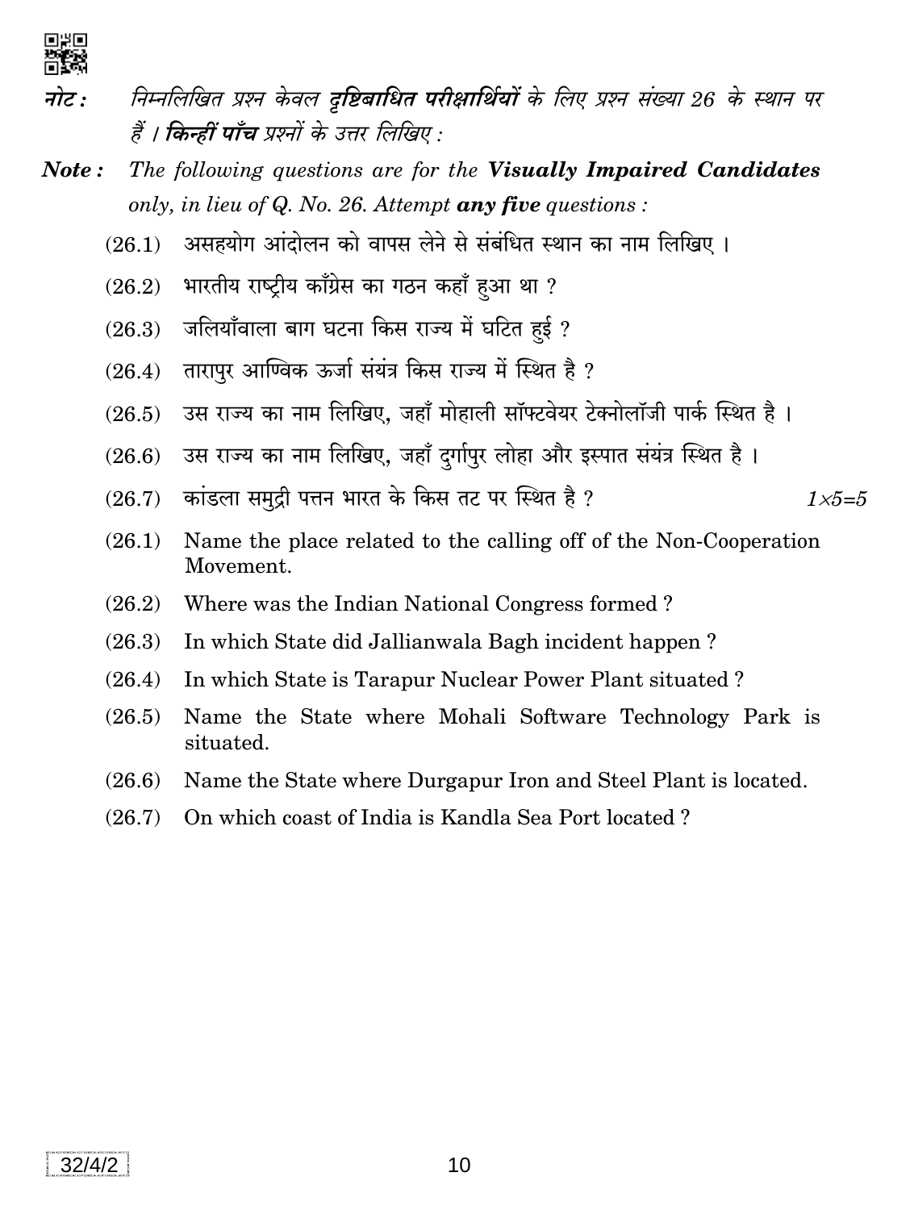**नोट :** *निम्नलिखित प्रश्न केवल* ***दृष्टिबाधित परीक्षार्थियों*** *के लिए प्रश्न संख्या 26 के स्थान पर हैं ।* ***किन्हीं पाँच*** *प्रश्नों के उत्तर लिखिए :*

**Note :** *The following questions are for the* ***Visually Impaired Candidates*** *only, in lieu of Q. No. 26. Attempt* ***any five*** *questions :*

(26.1) असहयोग आंदोलन को वापस लेने से संबंधित स्थान का नाम लिखिए ।

(26.2) भारतीय राष्ट्रीय काँग्रेस का गठन कहाँ हुआ था ?

(26.3) जलियाँवाला बाग घटना किस राज्य में घटित हुई ?

(26.4) तारापुर आण्विक ऊर्जा संयंत्र किस राज्य में स्थित है ?

(26.5) उस राज्य का नाम लिखिए, जहाँ मोहाली सॉफ्टवेयर टेक्नोलॉजी पार्क स्थित है ।

(26.6) उस राज्य का नाम लिखिए, जहाँ दुर्गापुर लोहा और इस्पात संयंत्र स्थित है ।

(26.7) कांडला समुद्री पत्तन भारत के किस तट पर स्थित है ? *1×5=5*

(26.1) Name the place related to the calling off of the Non-Cooperation Movement.

(26.2) Where was the Indian National Congress formed ?

(26.3) In which State did Jallianwala Bagh incident happen ?

(26.4) In which State is Tarapur Nuclear Power Plant situated ?

(26.5) Name the State where Mohali Software Technology Park is situated.

(26.6) Name the State where Durgapur Iron and Steel Plant is located.

(26.7) On which coast of India is Kandla Sea Port located ?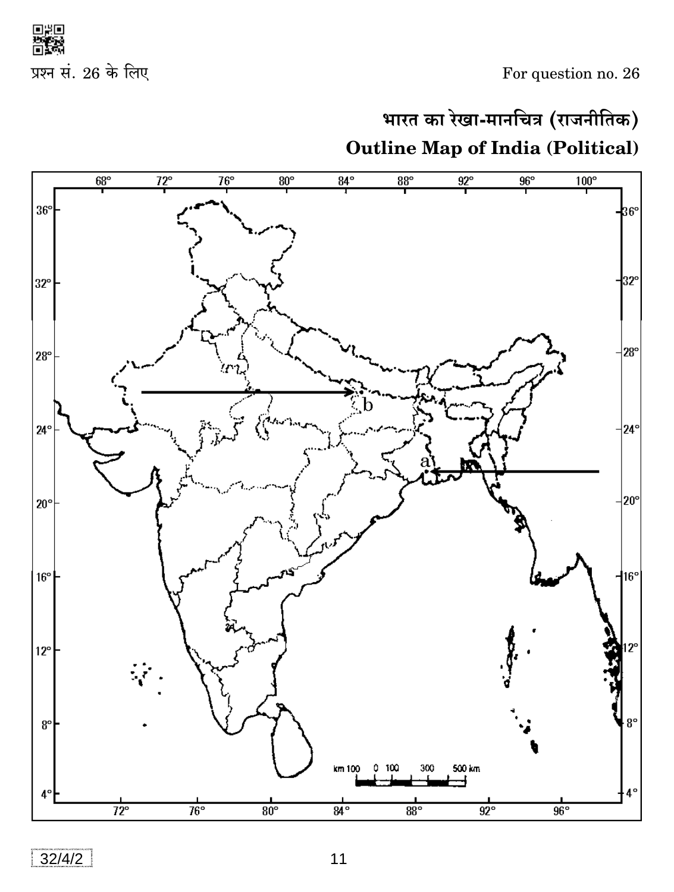प्रश्न सं. 26 के लिए

For question no. 26

## भारत का रेखा-मानचित्र (राजनीतिक)

## Outline Map of India (Political)

68° 72° 76° 80° 84° 88° 92° 96° 100°

36° 32° 28° 24° 20° 16° 12° 8° 4°

a

b

km 100 0 100 300 500 km

72° 76° 80° 84° 88° 92° 96°

32/4/2